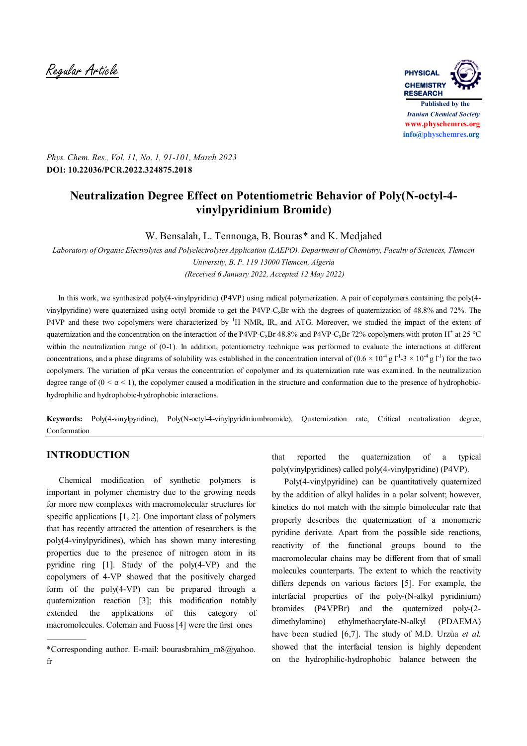Regular Article

PHYSICAL CHEMISTRY RESEARCH

Published by the *Iranian Chemical Society*
www.physchemres.org
info@physchemres.org

*Phys. Chem. Res., Vol. 11, No. 1, 91-101, March 2023*
**DOI: 10.22036/PCR.2022.324875.2018**

# Neutralization Degree Effect on Potentiometric Behavior of Poly(N-octyl-4-vinylpyridinium Bromide)

W. Bensalah, L. Tennouga, B. Bouras* and K. Medjahed

*Laboratory of Organic Electrolytes and Polyelectrolytes Application (LAEPO). Department of Chemistry, Faculty of Sciences, Tlemcen University, B. P. 119 13000 Tlemcen, Algeria*
*(Received 6 January 2022, Accepted 12 May 2022)*

In this work, we synthesized poly(4-vinylpyridine) (P4VP) using radical polymerization. A pair of copolymers containing the poly(4-vinylpyridine) were quaternized using octyl bromide to get the P4VP-$C_8$Br with the degrees of quaternization of 48.8% and 72%. The P4VP and these two copolymers were characterized by $^1$H NMR, IR, and ATG. Moreover, we studied the impact of the extent of quaternization and the concentration on the interaction of the P4VP-$C_8$Br 48.8% and P4VP-$C_8$Br 72% copolymers with proton $H^+$ at 25 °C within the neutralization range of (0-1). In addition, potentiometry technique was performed to evaluate the interactions at different concentrations, and a phase diagrams of solubility was established in the concentration interval of ($0.6 \times 10^{-4}$ g $l^{-1}$-$3 \times 10^{-4}$ g $l^{-1}$) for the two copolymers. The variation of pKa versus the concentration of copolymer and its quaternization rate was examined. In the neutralization degree range of ($0 < \alpha < 1$), the copolymer caused a modification in the structure and conformation due to the presence of hydrophobic-hydrophilic and hydrophobic-hydrophobic interactions.

**Keywords:** Poly(4-vinylpyridine), Poly(N-octyl-4-vinylpyridiniumbromide), Quaternization rate, Critical neutralization degree, Conformation

## INTRODUCTION

Chemical modification of synthetic polymers is important in polymer chemistry due to the growing needs for more new complexes with macromolecular structures for specific applications [1, 2]. One important class of polymers that has recently attracted the attention of researchers is the poly(4-vinylpyridines), which has shown many interesting properties due to the presence of nitrogen atom in its pyridine ring [1]. Study of the poly(4-VP) and the copolymers of 4-VP showed that the positively charged form of the poly(4-VP) can be prepared through a quaternization reaction [3]; this modification notably extended the applications of this category of macromolecules. Coleman and Fuoss [4] were the first ones that reported the quaternization of a typical poly(vinylpyridines) called poly(4-vinylpyridine) (P4VP).

Poly(4-vinylpyridine) can be quantitatively quaternized by the addition of alkyl halides in a polar solvent; however, kinetics do not match with the simple bimolecular rate that properly describes the quaternization of a monomeric pyridine derivate. Apart from the possible side reactions, reactivity of the functional groups bound to the macromolecular chains may be different from that of small molecules counterparts. The extent to which the reactivity differs depends on various factors [5]. For example, the interfacial properties of the poly-(N-alkyl pyridinium) bromides (P4VPBr) and the quaternized poly-(2-dimethylamino) ethylmethacrylate-N-alkyl (PDAEMA) have been studied [6,7]. The study of M.D. Urzùa *et al.* showed that the interfacial tension is highly dependent on the hydrophilic-hydrophobic balance between the

*Corresponding author. E-mail: bourasbrahim_m8@yahoo.fr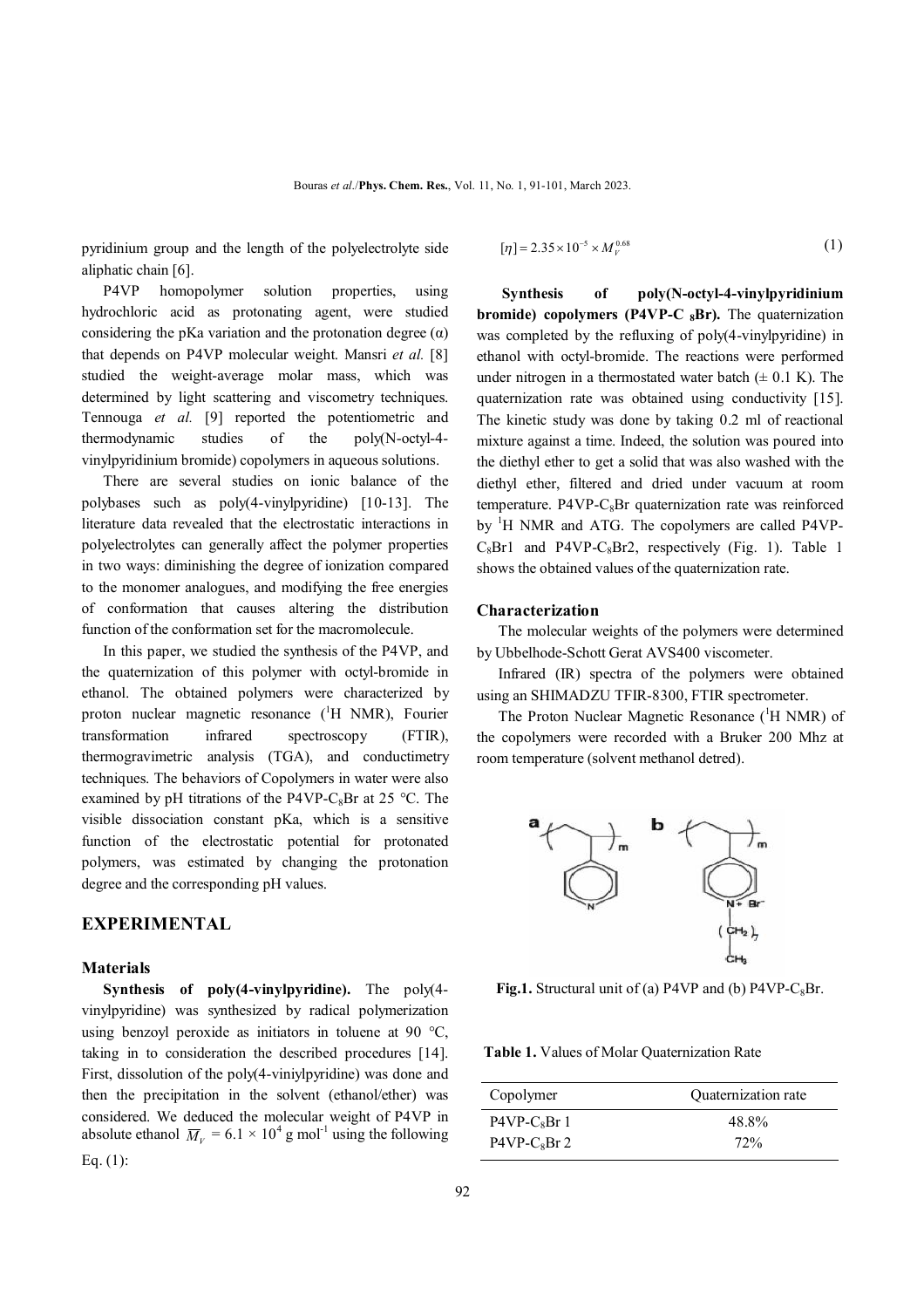pyridinium group and the length of the polyelectrolyte side aliphatic chain [6].

P4VP homopolymer solution properties, using hydrochloric acid as protonating agent, were studied considering the pKa variation and the protonation degree (α) that depends on P4VP molecular weight. Mansri *et al.* [8] studied the weight-average molar mass, which was determined by light scattering and viscometry techniques. Tennouga *et al.* [9] reported the potentiometric and thermodynamic studies of the poly(N-octyl-4-vinylpyridinium bromide) copolymers in aqueous solutions.

There are several studies on ionic balance of the polybases such as poly(4-vinylpyridine) [10-13]. The literature data revealed that the electrostatic interactions in polyelectrolytes can generally affect the polymer properties in two ways: diminishing the degree of ionization compared to the monomer analogues, and modifying the free energies of conformation that causes altering the distribution function of the conformation set for the macromolecule.

In this paper, we studied the synthesis of the P4VP, and the quaternization of this polymer with octyl-bromide in ethanol. The obtained polymers were characterized by proton nuclear magnetic resonance ($^1$H NMR), Fourier transformation infrared spectroscopy (FTIR), thermogravimetric analysis (TGA), and conductimetry techniques. The behaviors of Copolymers in water were also examined by pH titrations of the P4VP-$C_8$Br at 25 °C. The visible dissociation constant pKa, which is a sensitive function of the electrostatic potential for protonated polymers, was estimated by changing the protonation degree and the corresponding pH values.

## EXPERIMENTAL

### Materials

**Synthesis of poly(4-vinylpyridine).** The poly(4-vinylpyridine) was synthesized by radical polymerization using benzoyl peroxide as initiators in toluene at 90 °C, taking in to consideration the described procedures [14]. First, dissolution of the poly(4-viniylpyridine) was done and then the precipitation in the solvent (ethanol/ether) was considered. We deduced the molecular weight of P4VP in absolute ethanol $\overline{M}_V$ = 6.1 × $10^4$ g mol$^{-1}$ using the following Eq. (1):

$$[\eta] = 2.35 \times 10^{-5} \times M_V^{0.68} \tag{1}$$

**Synthesis of poly(N-octyl-4-vinylpyridinium bromide) copolymers (P4VP-C $_8$Br).** The quaternization was completed by the refluxing of poly(4-vinylpyridine) in ethanol with octyl-bromide. The reactions were performed under nitrogen in a thermostated water batch (± 0.1 K). The quaternization rate was obtained using conductivity [15]. The kinetic study was done by taking 0.2 ml of reactional mixture against a time. Indeed, the solution was poured into the diethyl ether to get a solid that was also washed with the diethyl ether, filtered and dried under vacuum at room temperature. P4VP-$C_8$Br quaternization rate was reinforced by $^1$H NMR and ATG. The copolymers are called P4VP-$C_8$Br1 and P4VP-$C_8$Br2, respectively (Fig. 1). Table 1 shows the obtained values of the quaternization rate.

### Characterization

The molecular weights of the polymers were determined by Ubbelhode-Schott Gerat AVS400 viscometer.

Infrared (IR) spectra of the polymers were obtained using an SHIMADZU TFIR-8300, FTIR spectrometer.

The Proton Nuclear Magnetic Resonance ($^1$H NMR) of the copolymers were recorded with a Bruker 200 Mhz at room temperature (solvent methanol detred).

**Fig.1.** Structural unit of (a) P4VP and (b) P4VP-$C_8$Br.

**Table 1.** Values of Molar Quaternization Rate

| Copolymer | Quaternization rate |
|---|---|
| P4VP-$C_8$Br 1 | 48.8% |
| P4VP-$C_8$Br 2 | 72% |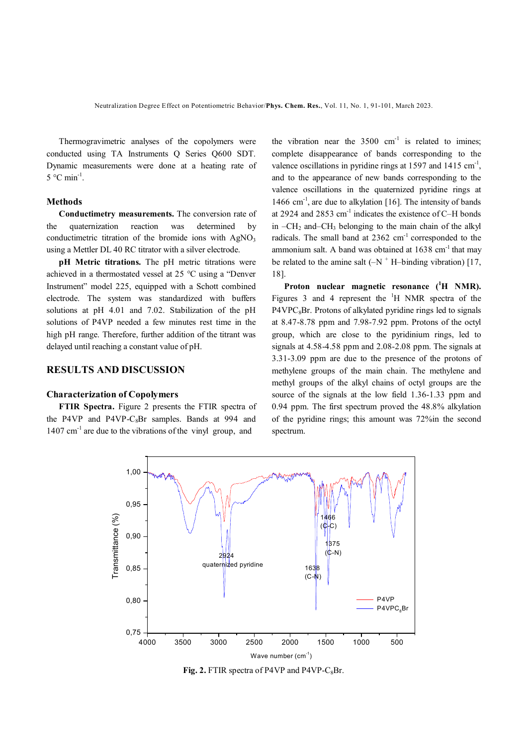Thermogravimetric analyses of the copolymers were conducted using TA Instruments Q Series Q600 SDT. Dynamic measurements were done at a heating rate of 5 °C min$^{-1}$.

### Methods

**Conductimetry measurements.** The conversion rate of the quaternization reaction was determined by conductimetric titration of the bromide ions with $AgNO_3$ using a Mettler DL 40 RC titrator with a silver electrode.

**pH Metric titrations.** The pH metric titrations were achieved in a thermostated vessel at 25 °C using a "Denver Instrument" model 225, equipped with a Schott combined electrode. The system was standardized with buffers solutions at pH 4.01 and 7.02. Stabilization of the pH solutions of P4VP needed a few minutes rest time in the high pH range. Therefore, further addition of the titrant was delayed until reaching a constant value of pH.

## RESULTS AND DISCUSSION

### Characterization of Copolymers

**FTIR Spectra.** Figure 2 presents the FTIR spectra of the P4VP and P4VP-$C_8$Br samples. Bands at 994 and 1407 cm$^{-1}$ are due to the vibrations of the vinyl group, and the vibration near the 3500 cm$^{-1}$ is related to imines; complete disappearance of bands corresponding to the valence oscillations in pyridine rings at 1597 and 1415 cm$^{-1}$, and to the appearance of new bands corresponding to the valence oscillations in the quaternized pyridine rings at 1466 cm$^{-1}$, are due to alkylation [16]. The intensity of bands at 2924 and 2853 cm$^{-1}$ indicates the existence of C–H bonds in $–CH_2$ and $–CH_3$ belonging to the main chain of the alkyl radicals. The small band at 2362 cm$^{-1}$ corresponded to the ammonium salt. A band was obtained at 1638 cm$^{-1}$ that may be related to the amine salt ($–N^+$ H–binding vibration) [17, 18].

**Proton nuclear magnetic resonance ($^1$H NMR).** Figures 3 and 4 represent the $^1$H NMR spectra of the P4VP$C_8$Br. Protons of alkylated pyridine rings led to signals at 8.47-8.78 ppm and 7.98-7.92 ppm. Protons of the octyl group, which are close to the pyridinium rings, led to signals at 4.58-4.58 ppm and 2.08-2.08 ppm. The signals at 3.31-3.09 ppm are due to the presence of the protons of methylene groups of the main chain. The methylene and methyl groups of the alkyl chains of octyl groups are the source of the signals at the low field 1.36-1.33 ppm and 0.94 ppm. The first spectrum proved the 48.8% alkylation of the pyridine rings; this amount was 72%in the second spectrum.

**Fig. 2.** FTIR spectra of P4VP and P4VP-$C_8$Br.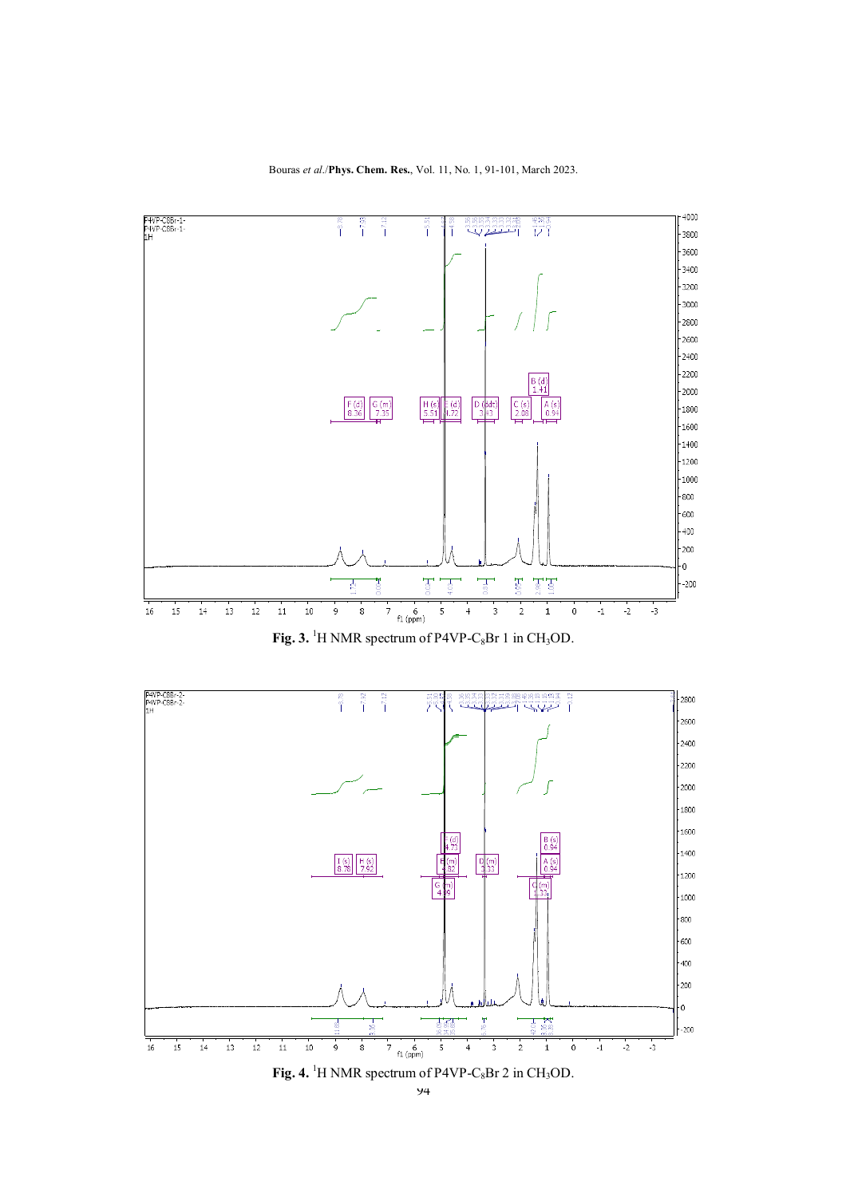**Fig. 3.** $^1$H NMR spectrum of P4VP-$C_8$Br 1 in $CH_3$OD.

**Fig. 4.** $^1$H NMR spectrum of P4VP-$C_8$Br 2 in $CH_3$OD.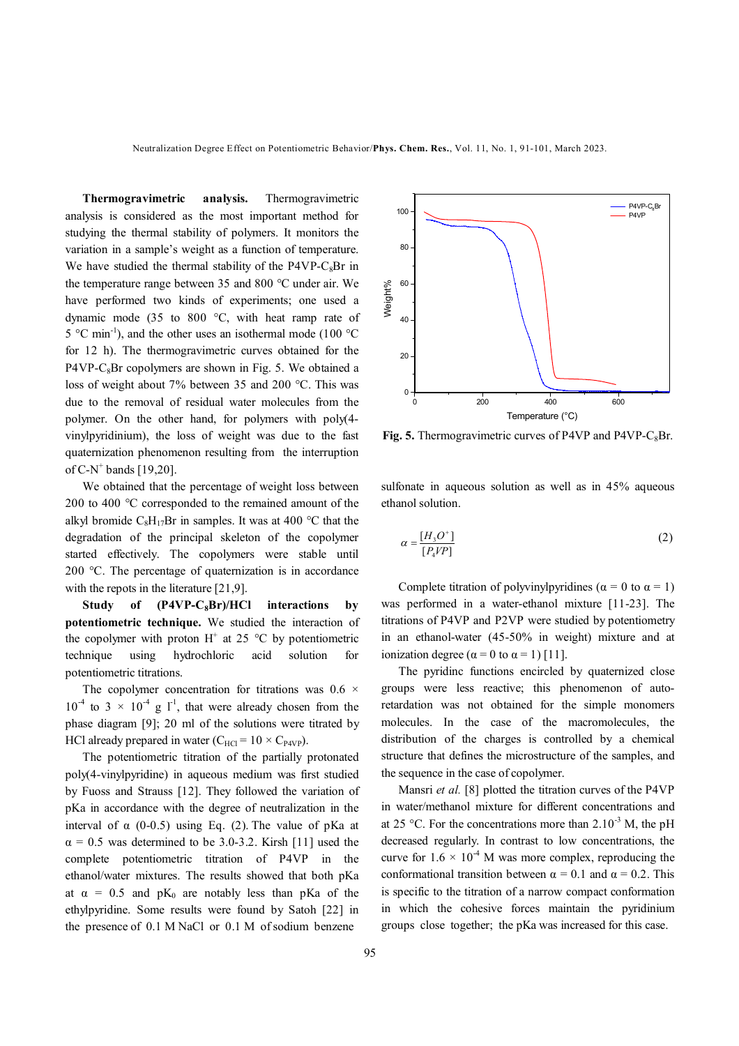**Thermogravimetric analysis.** Thermogravimetric analysis is considered as the most important method for studying the thermal stability of polymers. It monitors the variation in a sample's weight as a function of temperature. We have studied the thermal stability of the P4VP-$C_8$Br in the temperature range between 35 and 800 °C under air. We have performed two kinds of experiments; one used a dynamic mode (35 to 800 °C, with heat ramp rate of 5 °C $min^{-1}$), and the other uses an isothermal mode (100 °C for 12 h). The thermogravimetric curves obtained for the P4VP-$C_8$Br copolymers are shown in Fig. 5. We obtained a loss of weight about 7% between 35 and 200 °C. This was due to the removal of residual water molecules from the polymer. On the other hand, for polymers with poly(4-vinylpyridinium), the loss of weight was due to the fast quaternization phenomenon resulting from the interruption of C-$N^+$ bands [19,20].

We obtained that the percentage of weight loss between 200 to 400 °C corresponded to the remained amount of the alkyl bromide $C_8H_{17}Br$ in samples. It was at 400 °C that the degradation of the principal skeleton of the copolymer started effectively. The copolymers were stable until 200 °C. The percentage of quaternization is in accordance with the repots in the literature [21,9].

Fig. 5. Thermogravimetric curves of P4VP and P4VP-$C_8$Br.

**Study of (P4VP-$C_8$Br)/HCl interactions by potentiometric technique.** We studied the interaction of the copolymer with proton $H^+$ at 25 °C by potentiometric technique using hydrochloric acid solution for potentiometric titrations.

The copolymer concentration for titrations was 0.6 × $10^{-4}$ to 3 × $10^{-4}$ g $l^{-1}$, that were already chosen from the phase diagram [9]; 20 ml of the solutions were titrated by HCl already prepared in water ($C_{HCl}$ = 10 × $C_{P4VP}$).

The potentiometric titration of the partially protonated poly(4-vinylpyridine) in aqueous medium was first studied by Fuoss and Strauss [12]. They followed the variation of pKa in accordance with the degree of neutralization in the interval of α (0-0.5) using Eq. (2). The value of pKa at α = 0.5 was determined to be 3.0-3.2. Kirsh [11] used the complete potentiometric titration of P4VP in the ethanol/water mixtures. The results showed that both pKa at α = 0.5 and $pK_0$ are notably less than pKa of the ethylpyridine. Some results were found by Satoh [22] in the presence of 0.1 M NaCl or 0.1 M of sodium benzene sulfonate in aqueous solution as well as in 45% aqueous ethanol solution.

$$\alpha = \frac{[H_3O^+]}{[P_4VP]} \tag{2}$$

Complete titration of polyvinylpyridines (α = 0 to α = 1) was performed in a water-ethanol mixture [11-23]. The titrations of P4VP and P2VP were studied by potentiometry in an ethanol-water (45-50% in weight) mixture and at ionization degree (α = 0 to α = 1) [11].

The pyridinc functions encircled by quaternized close groups were less reactive; this phenomenon of auto-retardation was not obtained for the simple monomers molecules. In the case of the macromolecules, the distribution of the charges is controlled by a chemical structure that defines the microstructure of the samples, and the sequence in the case of copolymer.

Mansri *et al.* [8] plotted the titration curves of the P4VP in water/methanol mixture for different concentrations and at 25 °C. For the concentrations more than $2.10^{-3}$ M, the pH decreased regularly. In contrast to low concentrations, the curve for 1.6 × $10^{-4}$ M was more complex, reproducing the conformational transition between α = 0.1 and α = 0.2. This is specific to the titration of a narrow compact conformation in which the cohesive forces maintain the pyridinium groups close together; the pKa was increased for this case.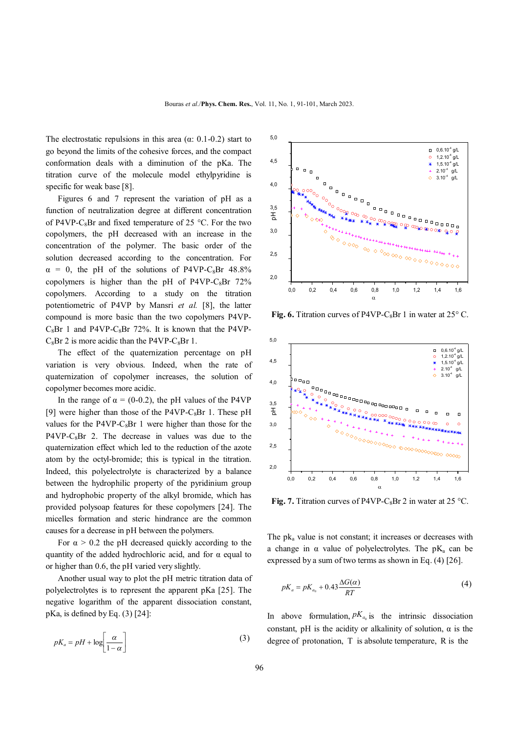The electrostatic repulsions in this area (α: 0.1-0.2) start to go beyond the limits of the cohesive forces, and the compact conformation deals with a diminution of the pKa. The titration curve of the molecule model ethylpyridine is specific for weak base [8].

Figures 6 and 7 represent the variation of pH as a function of neutralization degree at different concentration of P4VP-$C_8$Br and fixed temperature of 25 °C. For the two copolymers, the pH decreased with an increase in the concentration of the polymer. The basic order of the solution decreased according to the concentration. For α = 0, the pH of the solutions of P4VP-$C_8$Br 48.8% copolymers is higher than the pH of P4VP-$C_8$Br 72% copolymers. According to a study on the titration potentiometric of P4VP by Mansri *et al.* [8], the latter compound is more basic than the two copolymers P4VP-$C_8$Br 1 and P4VP-$C_8$Br 72%. It is known that the P4VP-$C_8$Br 2 is more acidic than the P4VP-$C_8$Br 1.

The effect of the quaternization percentage on pH variation is very obvious. Indeed, when the rate of quaternization of copolymer increases, the solution of copolymer becomes more acidic.

In the range of α = (0-0.2), the pH values of the P4VP [9] were higher than those of the P4VP-$C_8$Br 1. These pH values for the P4VP-$C_8$Br 1 were higher than those for the P4VP-$C_8$Br 2. The decrease in values was due to the quaternization effect which led to the reduction of the azote atom by the octyl-bromide; this is typical in the titration. Indeed, this polyelectrolyte is characterized by a balance between the hydrophilic property of the pyridinium group and hydrophobic property of the alkyl bromide, which has provided polysoap features for these copolymers [24]. The micelles formation and steric hindrance are the common causes for a decrease in pH between the polymers.

For α > 0.2 the pH decreased quickly according to the quantity of the added hydrochloric acid, and for α equal to or higher than 0.6, the pH varied very slightly.

Another usual way to plot the pH metric titration data of polyelectrolytes is to represent the apparent pKa [25]. The negative logarithm of the apparent dissociation constant, pKa, is defined by Eq. (3) [24]:

$$pK_a = pH + \log\left[\frac{\alpha}{1-\alpha}\right] \tag{3}$$

**Fig. 6.** Titration curves of P4VP-$C_8$Br 1 in water at 25° C.

**Fig. 7.** Titration curves of P4VP-$C_8$Br 2 in water at 25 °C.

The $pk_a$ value is not constant; it increases or decreases with a change in α value of polyelectrolytes. The $pK_a$ can be expressed by a sum of two terms as shown in Eq. (4) [26].

$$pK_a = pK_{a_0} + 0.43\frac{\Delta G(\alpha)}{RT} \tag{4}$$

In above formulation, $pK_{a_0}$ is the intrinsic dissociation constant, pH is the acidity or alkalinity of solution, α is the degree of protonation, T is absolute temperature, R is the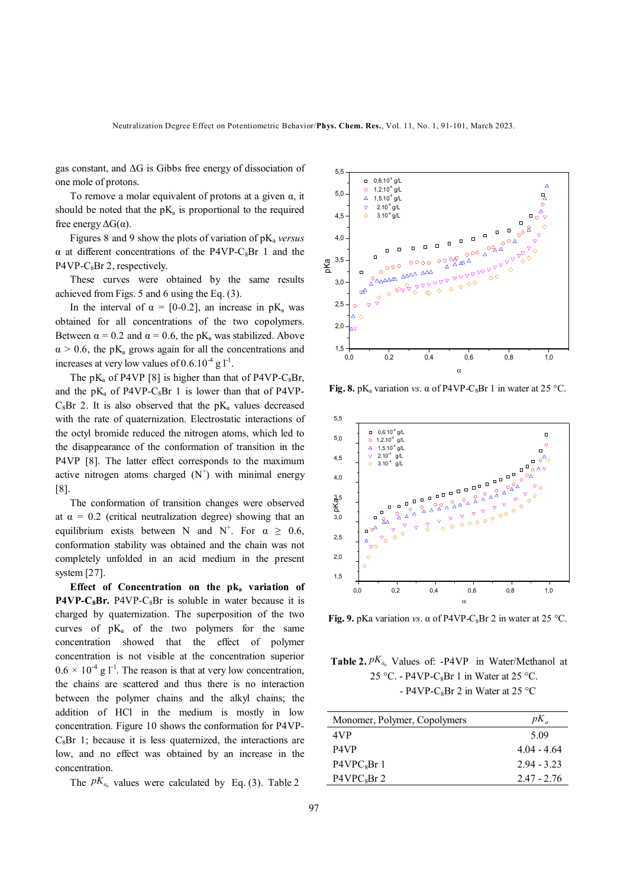gas constant, and $\Delta G$ is Gibbs free energy of dissociation of one mole of protons.

To remove a molar equivalent of protons at a given $\alpha$, it should be noted that the $pK_a$ is proportional to the required free energy $\Delta G(\alpha)$.

Figures 8 and 9 show the plots of variation of $pK_a$ *versus* $\alpha$ at different concentrations of the P4VP-$C_8$Br 1 and the P4VP-$C_8$Br 2, respectively.

These curves were obtained by the same results achieved from Figs. 5 and 6 using the Eq. (3).

In the interval of $\alpha$ = [0-0.2], an increase in $pK_a$ was obtained for all concentrations of the two copolymers. Between $\alpha$ = 0.2 and $\alpha$ = 0.6, the $pK_a$ was stabilized. Above $\alpha$ > 0.6, the $pK_a$ grows again for all the concentrations and increases at very low values of $0.6.10^{-4}$ g $l^{-1}$.

The $pK_a$ of P4VP [8] is higher than that of P4VP-$C_8$Br, and the $pK_a$ of P4VP-$C_8$Br 1 is lower than that of P4VP-$C_8$Br 2. It is also observed that the $pK_a$ values decreased with the rate of quaternization. Electrostatic interactions of the octyl bromide reduced the nitrogen atoms, which led to the disappearance of the conformation of transition in the P4VP [8]. The latter effect corresponds to the maximum active nitrogen atoms charged ($N^+$) with minimal energy [8].

The conformation of transition changes were observed at $\alpha$ = 0.2 (critical neutralization degree) showing that an equilibrium exists between N and $N^+$. For $\alpha \geq 0.6$, conformation stability was obtained and the chain was not completely unfolded in an acid medium in the present system [27].

**Effect of Concentration on the $pk_a$ variation of P4VP-$C_8$Br.** P4VP-$C_8$Br is soluble in water because it is charged by quaternization. The superposition of the two curves of $pK_a$ of the two polymers for the same concentration showed that the effect of polymer concentration is not visible at the concentration superior $0.6 \times 10^{-4}$ g $l^{-1}$. The reason is that at very low concentration, the chains are scattered and thus there is no interaction between the polymer chains and the alkyl chains; the addition of HCl in the medium is mostly in low concentration. Figure 10 shows the conformation for P4VP-$C_8$Br 1; because it is less quaternized, the interactions are low, and no effect was obtained by an increase in the concentration.

The $pK_{a_0}$ values were calculated by Eq. (3). Table 2

**Fig. 8.** $pK_a$ variation *vs.* $\alpha$ of P4VP-$C_8$Br 1 in water at 25 °C.

**Fig. 9.** pKa variation *vs.* $\alpha$ of P4VP-$C_8$Br 2 in water at 25 °C.

**Table 2.** $pK_{a_0}$ Values of: -P4VP in Water/Methanol at 25 °C. - P4VP-$C_8$Br 1 in Water at 25 °C. - P4VP-$C_8$Br 2 in Water at 25 °C

| Monomer, Polymer, Copolymers | $pK_a$ |
|---|---|
| 4VP | 5.09 |
| P4VP | 4.04 - 4.64 |
| P4VP$C_8$Br 1 | 2.94 - 3.23 |
| P4VP$C_8$Br 2 | 2.47 - 2.76 |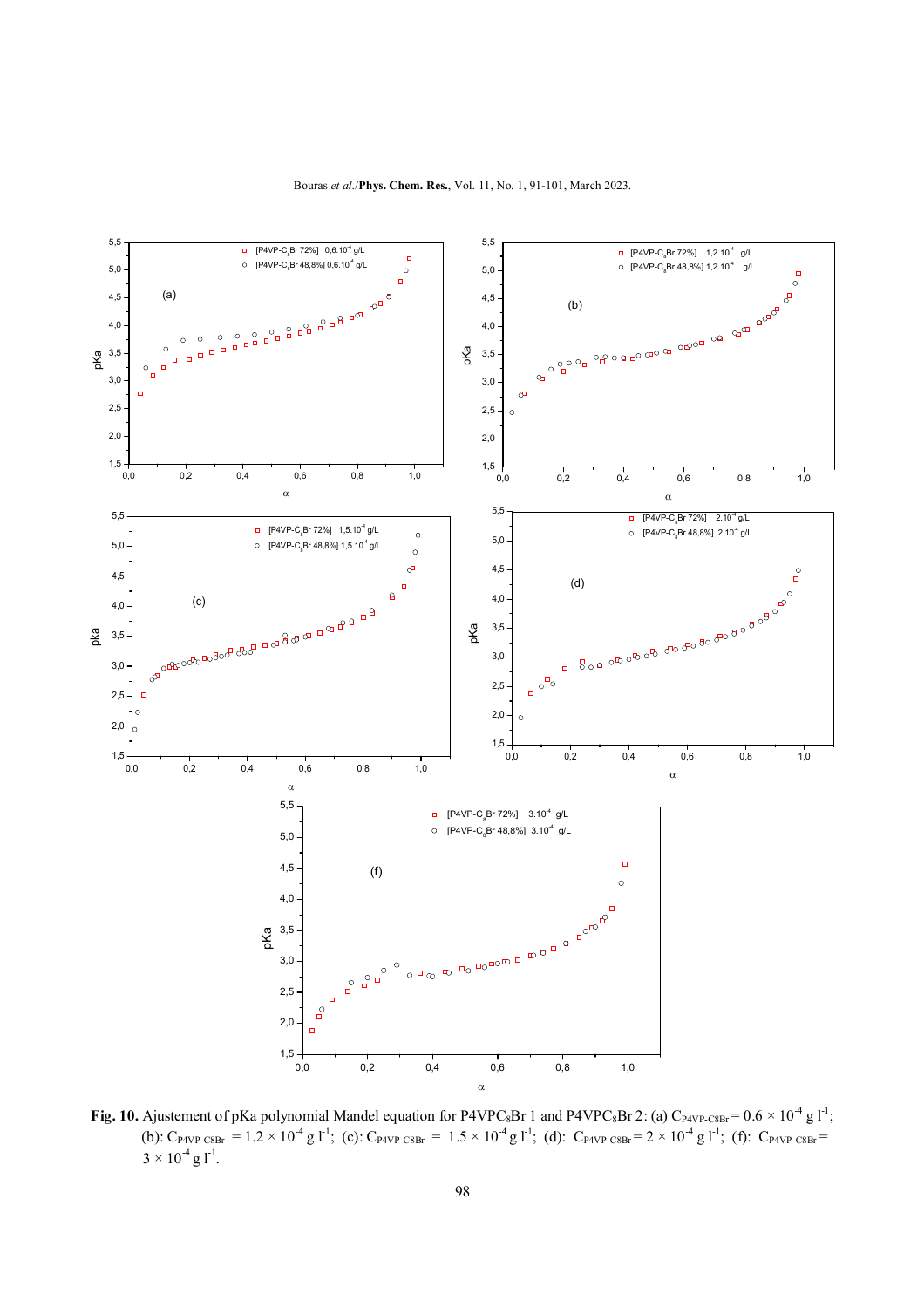**Fig. 10.** Ajustement of pKa polynomial Mandel equation for $P4VPC_8Br$ 1 and $P4VPC_8Br$ 2: (a) $C_{P4VP\text{-}C8Br} = 0.6 \times 10^{-4}$ g l$^{-1}$; (b): $C_{P4VP\text{-}C8Br} = 1.2 \times 10^{-4}$ g l$^{-1}$; (c): $C_{P4VP\text{-}C8Br} = 1.5 \times 10^{-4}$ g l$^{-1}$; (d): $C_{P4VP\text{-}C8Br} = 2 \times 10^{-4}$ g l$^{-1}$; (f): $C_{P4VP\text{-}C8Br} = 3 \times 10^{-4}$ g l$^{-1}$.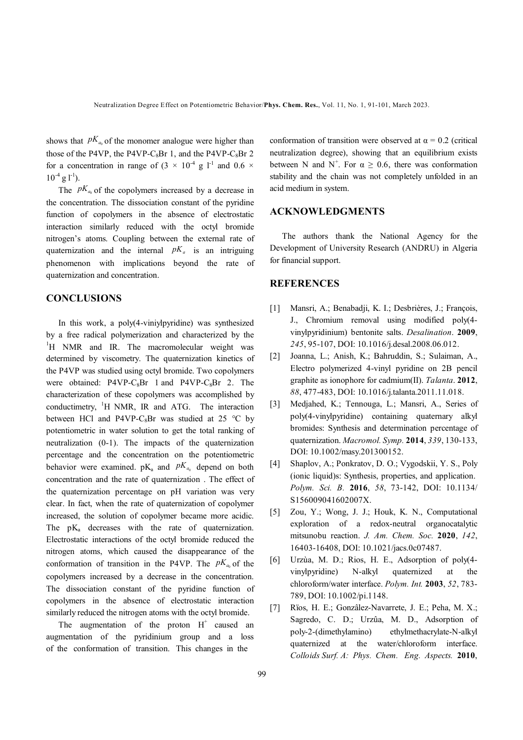shows that $pK_{a_0}$ of the monomer analogue were higher than those of the P4VP, the P4VP-$C_8$Br 1, and the P4VP-$C_8$Br 2 for a concentration in range of ($3 \times 10^{-4}$ g $l^{-1}$ and $0.6 \times 10^{-4}$ g $l^{-1}$).

The $pK_{a_0}$ of the copolymers increased by a decrease in the concentration. The dissociation constant of the pyridine function of copolymers in the absence of electrostatic interaction similarly reduced with the octyl bromide nitrogen's atoms. Coupling between the external rate of quaternization and the internal $pK_a$ is an intriguing phenomenon with implications beyond the rate of quaternization and concentration.

## CONCLUSIONS

In this work, a poly(4-viniylpyridine) was synthesized by a free radical polymerization and characterized by the $^1$H NMR and IR. The macromolecular weight was determined by viscometry. The quaternization kinetics of the P4VP was studied using octyl bromide. Two copolymers were obtained: P4VP-$C_8$Br 1 and P4VP-$C_8$Br 2. The characterization of these copolymers was accomplished by conductimetry, $^1$H NMR, IR and ATG. The interaction between HCl and P4VP-$C_8$Br was studied at 25 °C by potentiometric in water solution to get the total ranking of neutralization (0-1). The impacts of the quaternization percentage and the concentration on the potentiometric behavior were examined. $pK_a$ and $pK_{a_0}$ depend on both concentration and the rate of quaternization . The effect of the quaternization percentage on pH variation was very clear. In fact, when the rate of quaternization of copolymer increased, the solution of copolymer became more acidic. The $pK_a$ decreases with the rate of quaternization. Electrostatic interactions of the octyl bromide reduced the nitrogen atoms, which caused the disappearance of the conformation of transition in the P4VP. The $pK_{a_0}$ of the copolymers increased by a decrease in the concentration. The dissociation constant of the pyridine function of copolymers in the absence of electrostatic interaction similarly reduced the nitrogen atoms with the octyl bromide.

The augmentation of the proton $H^+$ caused an augmentation of the pyridinium group and a loss of the conformation of transition. This changes in the conformation of transition were observed at $\alpha = 0.2$ (critical neutralization degree), showing that an equilibrium exists between N and $N^+$. For $\alpha \geq 0.6$, there was conformation stability and the chain was not completely unfolded in an acid medium in system.

## ACKNOWLEDGMENTS

The authors thank the National Agency for the Development of University Research (ANDRU) in Algeria for financial support.

## REFERENCES

[1] Mansri, A.; Benabadji, K. I.; Desbrières, J.; François, J., Chromium removal using modified poly(4-vinylpyridinium) bentonite salts. *Desalination*. **2009**, *245*, 95-107, DOI: 10.1016/j.desal.2008.06.012.

[2] Joanna, L.; Anish, K.; Bahruddin, S.; Sulaiman, A., Electro polymerized 4-vinyl pyridine on 2B pencil graphite as ionophore for cadmium(II). *Talanta*. **2012**, *88*, 477-483, DOI: 10.1016/j.talanta.2011.11.018.

[3] Medjahed, K.; Tennouga, L.; Mansri, A., Series of poly(4-vinylpyridine) containing quaternary alkyl bromides: Synthesis and determination percentage of quaternization. *Macromol. Symp.* **2014**, *339*, 130-133, DOI: 10.1002/masy.201300152.

[4] Shaplov, A.; Ponkratov, D. O.; Vygodskii, Y. S., Poly (ionic liquid)s: Synthesis, properties, and application. *Polym. Sci. B.* **2016**, *58*, 73-142, DOI: 10.1134/S156009041602007X.

[5] Zou, Y.; Wong, J. J.; Houk, K. N., Computational exploration of a redox-neutral organocatalytic mitsunobu reaction. *J. Am. Chem. Soc.* **2020**, *142*, 16403-16408, DOI: 10.1021/jacs.0c07487.

[6] Urzùa, M. D.; Rios, H. E., Adsorption of poly(4-vinylpyridine) N-alkyl quaternized at the chloroform/water interface. *Polym. Int.* **2003**, *52*, 783-789, DOI: 10.1002/pi.1148.

[7] Rïos, H. E.; Gonzâlez-Navarrete, J. E.; Peha, M. X.; Sagredo, C. D.; Urzûa, M. D., Adsorption of poly-2-(dimethylamino) ethylmethacrylate-N-alkyl quaternized at the water/chloroform interface. *Colloids Surf. A: Phys. Chem. Eng. Aspects.* **2010**,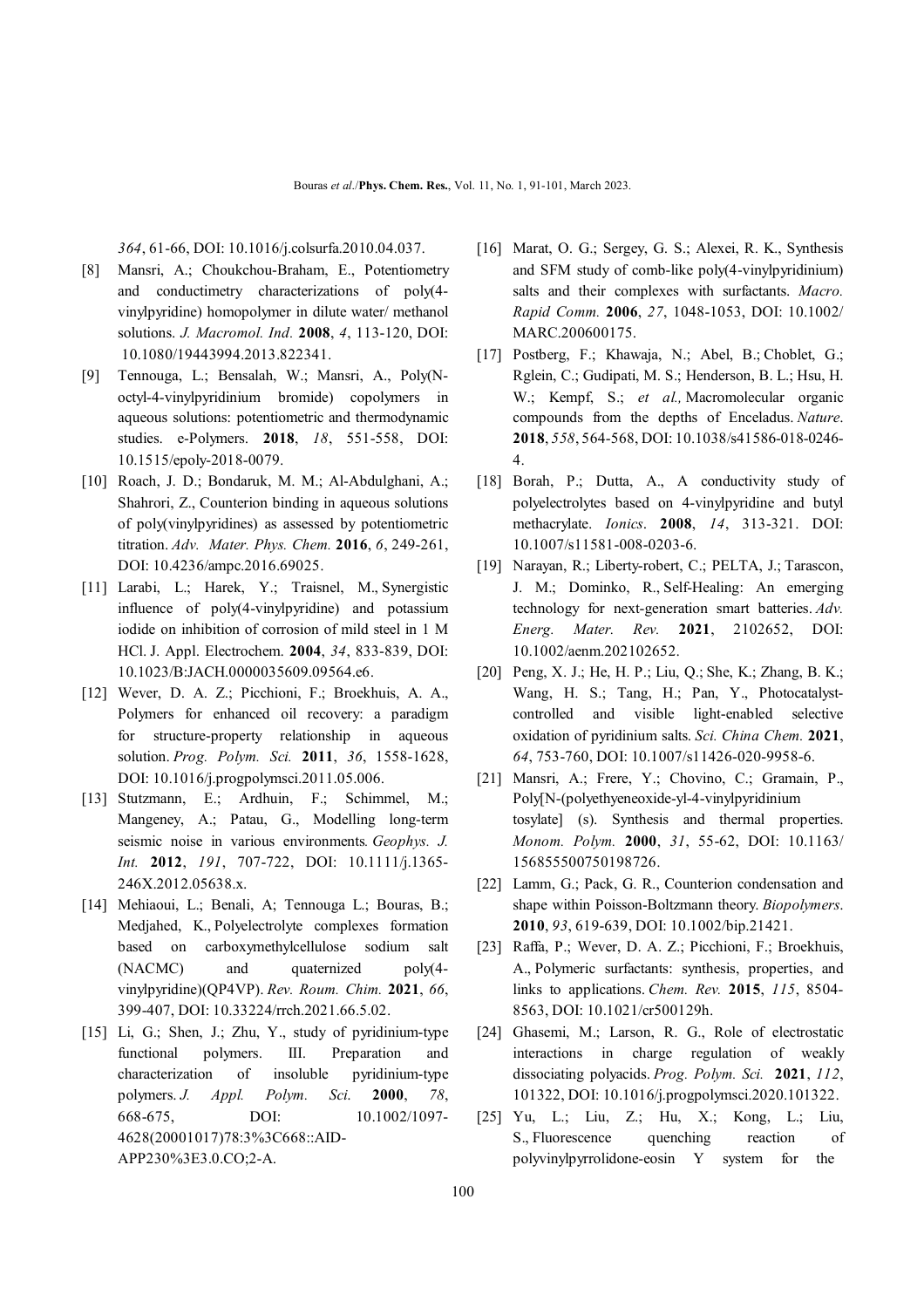*364*, 61-66, DOI: 10.1016/j.colsurfa.2010.04.037.

[8] Mansri, A.; Choukchou-Braham, E., Potentiometry and conductimetry characterizations of poly(4-vinylpyridine) homopolymer in dilute water/ methanol solutions. *J. Macromol. Ind.* **2008**, *4*, 113-120, DOI: 10.1080/19443994.2013.822341.

[9] Tennouga, L.; Bensalah, W.; Mansri, A., Poly(N-octyl-4-vinylpyridinium bromide) copolymers in aqueous solutions: potentiometric and thermodynamic studies. e-Polymers. **2018**, *18*, 551-558, DOI: 10.1515/epoly-2018-0079.

[10] Roach, J. D.; Bondaruk, M. M.; Al-Abdulghani, A.; Shahrori, Z., Counterion binding in aqueous solutions of poly(vinylpyridines) as assessed by potentiometric titration. *Adv. Mater. Phys. Chem.* **2016**, *6*, 249-261, DOI: 10.4236/ampc.2016.69025.

[11] Larabi, L.; Harek, Y.; Traisnel, M., Synergistic influence of poly(4-vinylpyridine) and potassium iodide on inhibition of corrosion of mild steel in 1 M HCl. J. Appl. Electrochem. **2004**, *34*, 833-839, DOI: 10.1023/B:JACH.0000035609.09564.e6.

[12] Wever, D. A. Z.; Picchioni, F.; Broekhuis, A. A., Polymers for enhanced oil recovery: a paradigm for structure-property relationship in aqueous solution. *Prog. Polym. Sci.* **2011**, *36*, 1558-1628, DOI: 10.1016/j.progpolymsci.2011.05.006.

[13] Stutzmann, E.; Ardhuin, F.; Schimmel, M.; Mangeney, A.; Patau, G., Modelling long-term seismic noise in various environments. *Geophys. J. Int.* **2012**, *191*, 707-722, DOI: 10.1111/j.1365-246X.2012.05638.x.

[14] Mehiaoui, L.; Benali, A; Tennouga L.; Bouras, B.; Medjahed, K., Polyelectrolyte complexes formation based on carboxymethylcellulose sodium salt (NACMC) and quaternized poly(4-vinylpyridine)(QP4VP). *Rev. Roum. Chim.* **2021**, *66*, 399-407, DOI: 10.33224/rrch.2021.66.5.02.

[15] Li, G.; Shen, J.; Zhu, Y., study of pyridinium-type functional polymers. III. Preparation and characterization of insoluble pyridinium-type polymers. *J. Appl. Polym. Sci.* **2000**, *78*, 668-675, DOI: 10.1002/1097-4628(20001017)78:3%3C668::AID-APP230%3E3.0.CO;2-A.

[16] Marat, O. G.; Sergey, G. S.; Alexei, R. K., Synthesis and SFM study of comb-like poly(4-vinylpyridinium) salts and their complexes with surfactants. *Macro. Rapid Comm.* **2006**, *27*, 1048-1053, DOI: 10.1002/MARC.200600175.

[17] Postberg, F.; Khawaja, N.; Abel, B.; Choblet, G.; Rglein, C.; Gudipati, M. S.; Henderson, B. L.; Hsu, H. W.; Kempf, S.; *et al.,* Macromolecular organic compounds from the depths of Enceladus. *Nature*. **2018**, *558*, 564-568, DOI: 10.1038/s41586-018-0246-4.

[18] Borah, P.; Dutta, A., A conductivity study of polyelectrolytes based on 4-vinylpyridine and butyl methacrylate. *Ionics*. **2008**, *14*, 313-321. DOI: 10.1007/s11581-008-0203-6.

[19] Narayan, R.; Liberty-robert, C.; PELTA, J.; Tarascon, J. M.; Dominko, R., Self-Healing: An emerging technology for next-generation smart batteries. *Adv. Energ. Mater. Rev.* **2021**, 2102652, DOI: 10.1002/aenm.202102652.

[20] Peng, X. J.; He, H. P.; Liu, Q.; She, K.; Zhang, B. K.; Wang, H. S.; Tang, H.; Pan, Y., Photocatalyst-controlled and visible light-enabled selective oxidation of pyridinium salts. *Sci. China Chem.* **2021**, *64*, 753-760, DOI: 10.1007/s11426-020-9958-6.

[21] Mansri, A.; Frere, Y.; Chovino, C.; Gramain, P., Poly[N-(polyethyeneoxide-yl-4-vinylpyridinium tosylate] (s). Synthesis and thermal properties. *Monom. Polym.* **2000**, *31*, 55-62, DOI: 10.1163/156855500750198726.

[22] Lamm, G.; Pack, G. R., Counterion condensation and shape within Poisson-Boltzmann theory. *Biopolymers*. **2010**, *93*, 619-639, DOI: 10.1002/bip.21421.

[23] Raffa, P.; Wever, D. A. Z.; Picchioni, F.; Broekhuis, A., Polymeric surfactants: synthesis, properties, and links to applications. *Chem. Rev.* **2015**, *115*, 8504-8563, DOI: 10.1021/cr500129h.

[24] Ghasemi, M.; Larson, R. G., Role of electrostatic interactions in charge regulation of weakly dissociating polyacids. *Prog. Polym. Sci.* **2021**, *112*, 101322, DOI: 10.1016/j.progpolymsci.2020.101322.

[25] Yu, L.; Liu, Z.; Hu, X.; Kong, L.; Liu, S., Fluorescence quenching reaction of polyvinylpyrrolidone-eosin Y system for the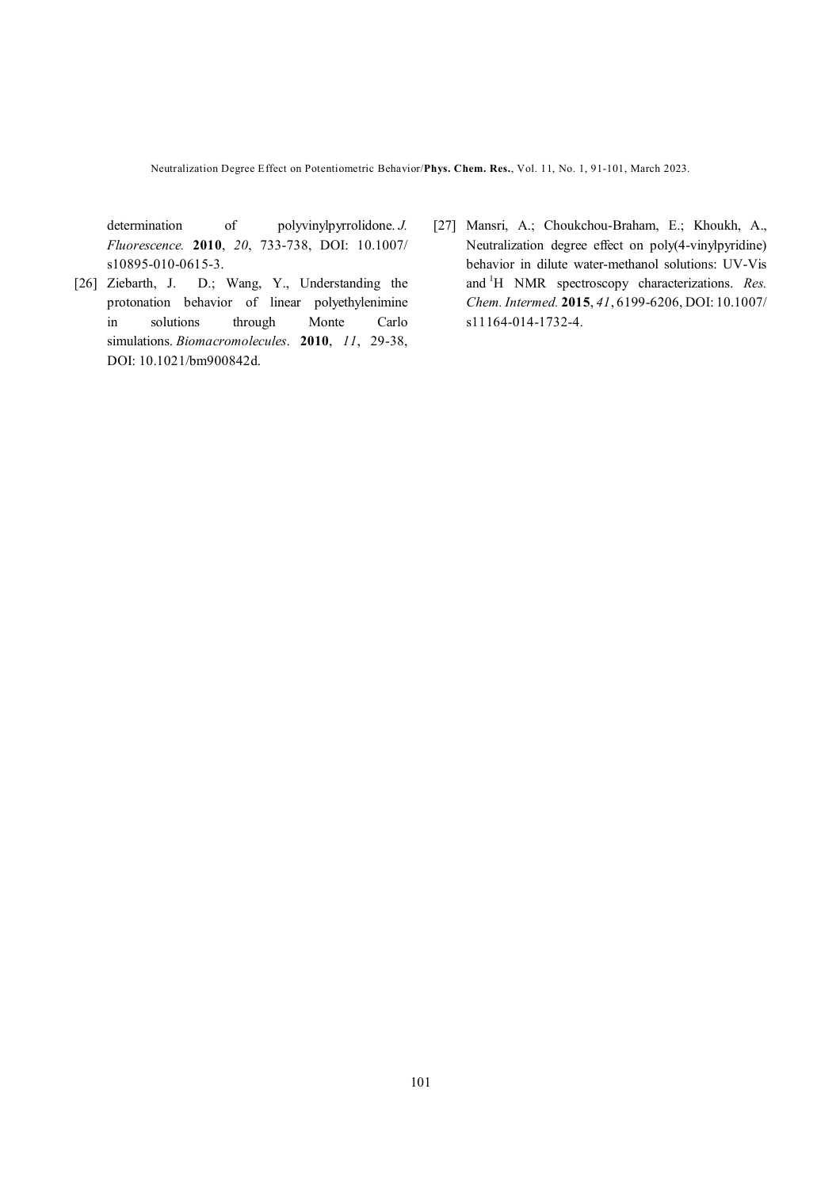determination of polyvinylpyrrolidone. *J. Fluorescence.* **2010**, *20*, 733-738, DOI: 10.1007/s10895-010-0615-3.

[26] Ziebarth, J. D.; Wang, Y., Understanding the protonation behavior of linear polyethylenimine in solutions through Monte Carlo simulations. *Biomacromolecules*. **2010**, *11*, 29-38, DOI: 10.1021/bm900842d.

[27] Mansri, A.; Choukchou-Braham, E.; Khoukh, A., Neutralization degree effect on poly(4-vinylpyridine) behavior in dilute water-methanol solutions: UV-Vis and $^{1}$H NMR spectroscopy characterizations. *Res. Chem. Intermed.* **2015**, *41*, 6199-6206, DOI: 10.1007/s11164-014-1732-4.